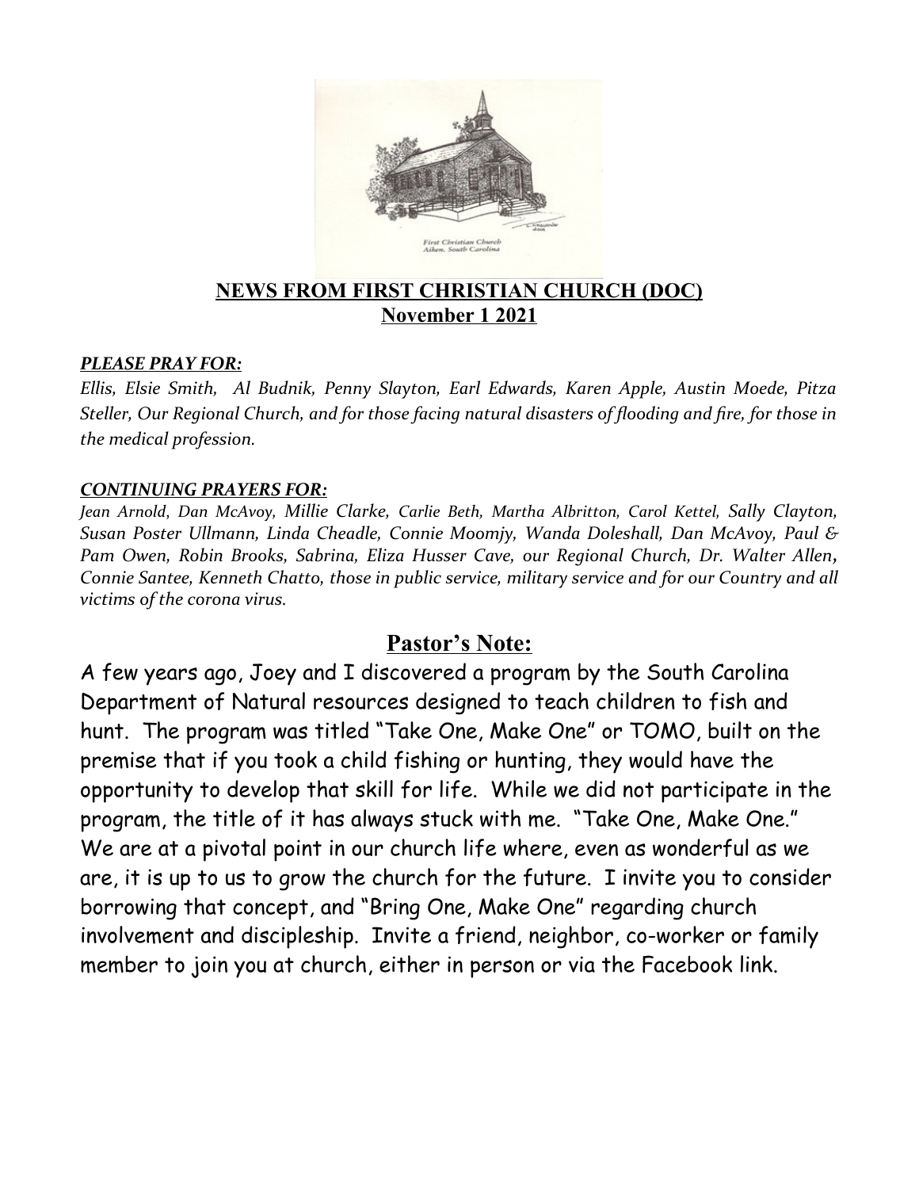## NEWS FROM FIRST CHRISTIAN CHURCH (DOC)
## November 1 2021

***PLEASE PRAY FOR:***

*Ellis, Elsie Smith, Al Budnik, Penny Slayton, Earl Edwards, Karen Apple, Austin Moede, Pitza Steller, Our Regional Church, and for those facing natural disasters of flooding and fire, for those in the medical profession.*

***CONTINUING PRAYERS FOR:***

*Jean Arnold, Dan McAvoy, Millie Clarke, Carlie Beth, Martha Albritton, Carol Kettel, Sally Clayton, Susan Poster Ullmann, Linda Cheadle, Connie Moomjy, Wanda Doleshall, Dan McAvoy, Paul & Pam Owen, Robin Brooks, Sabrina, Eliza Husser Cave, our Regional Church, Dr. Walter Allen, Connie Santee, Kenneth Chatto, those in public service, military service and for our Country and all victims of the corona virus.*

## Pastor's Note:

A few years ago, Joey and I discovered a program by the South Carolina Department of Natural resources designed to teach children to fish and hunt. The program was titled "Take One, Make One" or TOMO, built on the premise that if you took a child fishing or hunting, they would have the opportunity to develop that skill for life. While we did not participate in the program, the title of it has always stuck with me. "Take One, Make One." We are at a pivotal point in our church life where, even as wonderful as we are, it is up to us to grow the church for the future. I invite you to consider borrowing that concept, and "Bring One, Make One" regarding church involvement and discipleship. Invite a friend, neighbor, co-worker or family member to join you at church, either in person or via the Facebook link.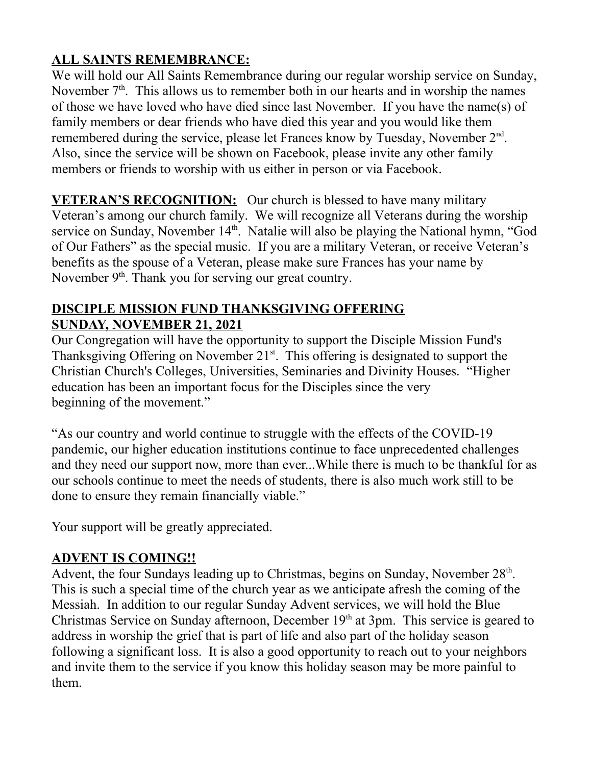**ALL SAINTS REMEMBRANCE:**

We will hold our All Saints Remembrance during our regular worship service on Sunday, November 7th. This allows us to remember both in our hearts and in worship the names of those we have loved who have died since last November. If you have the name(s) of family members or dear friends who have died this year and you would like them remembered during the service, please let Frances know by Tuesday, November 2nd. Also, since the service will be shown on Facebook, please invite any other family members or friends to worship with us either in person or via Facebook.

**VETERAN'S RECOGNITION:** Our church is blessed to have many military Veteran's among our church family. We will recognize all Veterans during the worship service on Sunday, November 14th. Natalie will also be playing the National hymn, "God of Our Fathers" as the special music. If you are a military Veteran, or receive Veteran's benefits as the spouse of a Veteran, please make sure Frances has your name by November 9th. Thank you for serving our great country.

**DISCIPLE MISSION FUND THANKSGIVING OFFERING**
**SUNDAY, NOVEMBER 21, 2021**

Our Congregation will have the opportunity to support the Disciple Mission Fund's Thanksgiving Offering on November 21st. This offering is designated to support the Christian Church's Colleges, Universities, Seminaries and Divinity Houses. "Higher education has been an important focus for the Disciples since the very beginning of the movement."

"As our country and world continue to struggle with the effects of the COVID-19 pandemic, our higher education institutions continue to face unprecedented challenges and they need our support now, more than ever...While there is much to be thankful for as our schools continue to meet the needs of students, there is also much work still to be done to ensure they remain financially viable."

Your support will be greatly appreciated.

**ADVENT IS COMING!!**

Advent, the four Sundays leading up to Christmas, begins on Sunday, November 28th. This is such a special time of the church year as we anticipate afresh the coming of the Messiah. In addition to our regular Sunday Advent services, we will hold the Blue Christmas Service on Sunday afternoon, December 19th at 3pm. This service is geared to address in worship the grief that is part of life and also part of the holiday season following a significant loss. It is also a good opportunity to reach out to your neighbors and invite them to the service if you know this holiday season may be more painful to them.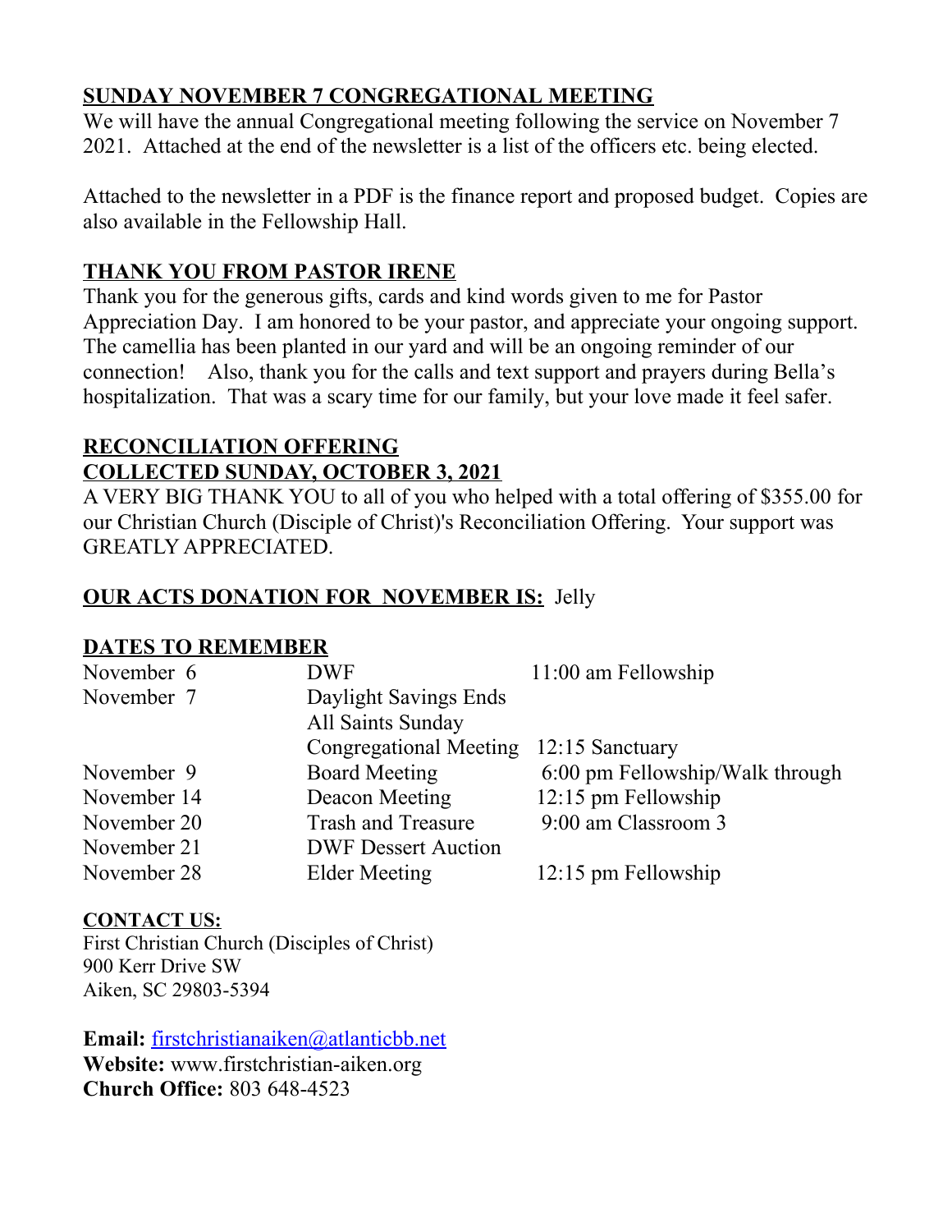## SUNDAY NOVEMBER 7 CONGREGATIONAL MEETING

We will have the annual Congregational meeting following the service on November 7 2021. Attached at the end of the newsletter is a list of the officers etc. being elected.

Attached to the newsletter in a PDF is the finance report and proposed budget. Copies are also available in the Fellowship Hall.

## THANK YOU FROM PASTOR IRENE

Thank you for the generous gifts, cards and kind words given to me for Pastor Appreciation Day. I am honored to be your pastor, and appreciate your ongoing support. The camellia has been planted in our yard and will be an ongoing reminder of our connection! Also, thank you for the calls and text support and prayers during Bella's hospitalization. That was a scary time for our family, but your love made it feel safer.

## RECONCILIATION OFFERING
## COLLECTED SUNDAY, OCTOBER 3, 2021

A VERY BIG THANK YOU to all of you who helped with a total offering of $355.00 for our Christian Church (Disciple of Christ)'s Reconciliation Offering. Your support was GREATLY APPRECIATED.

**OUR ACTS DONATION FOR NOVEMBER IS:** Jelly

## DATES TO REMEMBER

| | | |
|---|---|---|
| November 6 | DWF | 11:00 am Fellowship |
| November 7 | Daylight Savings Ends | |
| | All Saints Sunday | |
| | Congregational Meeting | 12:15 Sanctuary |
| November 9 | Board Meeting | 6:00 pm Fellowship/Walk through |
| November 14 | Deacon Meeting | 12:15 pm Fellowship |
| November 20 | Trash and Treasure | 9:00 am Classroom 3 |
| November 21 | DWF Dessert Auction | |
| November 28 | Elder Meeting | 12:15 pm Fellowship |

## CONTACT US:

First Christian Church (Disciples of Christ)
900 Kerr Drive SW
Aiken, SC 29803-5394

**Email:** firstchristianaiken@atlanticbb.net
**Website:** www.firstchristian-aiken.org
**Church Office:** 803 648-4523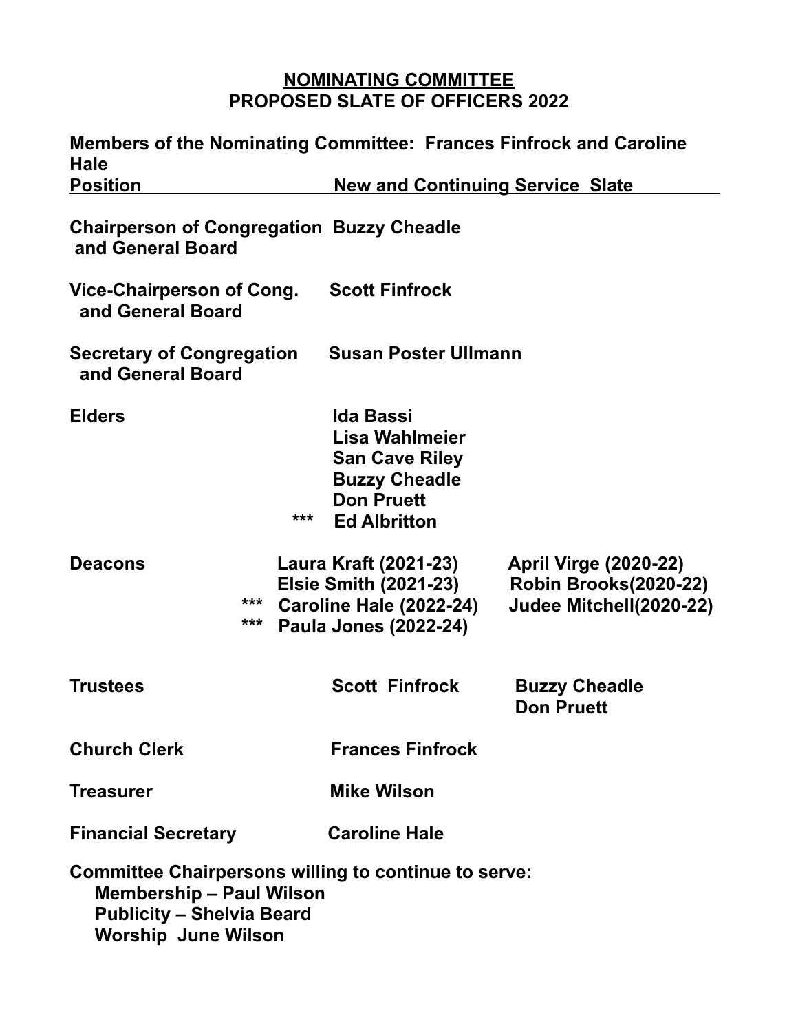## NOMINATING COMMITTEE
## PROPOSED SLATE OF OFFICERS 2022

**Members of the Nominating Committee: Frances Finfrock and Caroline Hale**

| Position | New and Continuing Service Slate | |
|---|---|---|
| **Chairperson of Congregation and General Board** | **Buzzy Cheadle** | |
| **Vice-Chairperson of Cong. and General Board** | **Scott Finfrock** | |
| **Secretary of Congregation and General Board** | **Susan Poster Ullmann** | |
| **Elders** | **Ida Bassi**<br>**Lisa Wahlmeier**<br>**San Cave Riley**<br>**Buzzy Cheadle**<br>**Don Pruett**<br>*** **Ed Albritton** | |
| **Deacons** | **Laura Kraft (2021-23)**<br>**Elsie Smith (2021-23)**<br>*** **Caroline Hale (2022-24)**<br>*** **Paula Jones (2022-24)** | **April Virge (2020-22)**<br>**Robin Brooks(2020-22)**<br>**Judee Mitchell(2020-22)** |
| **Trustees** | **Scott Finfrock** | **Buzzy Cheadle**<br>**Don Pruett** |
| **Church Clerk** | **Frances Finfrock** | |
| **Treasurer** | **Mike Wilson** | |
| **Financial Secretary** | **Caroline Hale** | |

**Committee Chairpersons willing to continue to serve:**

**Membership – Paul Wilson**
**Publicity – Shelvia Beard**
**Worship June Wilson**